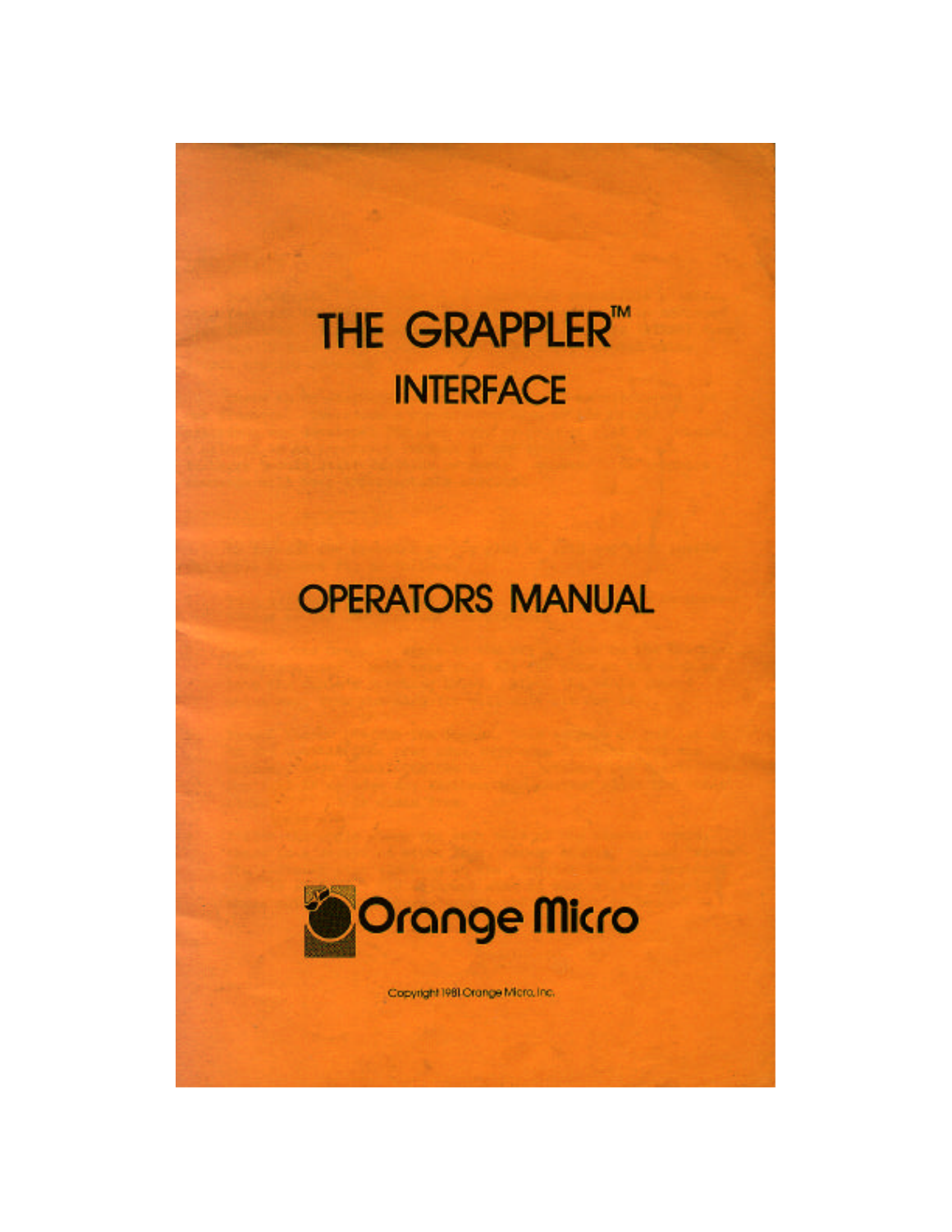# THE GRAPPLER™

## INTERFACE

# OPERATORS MANUAL

Orange Micro

Copyright 1981 Orange Micro, Inc.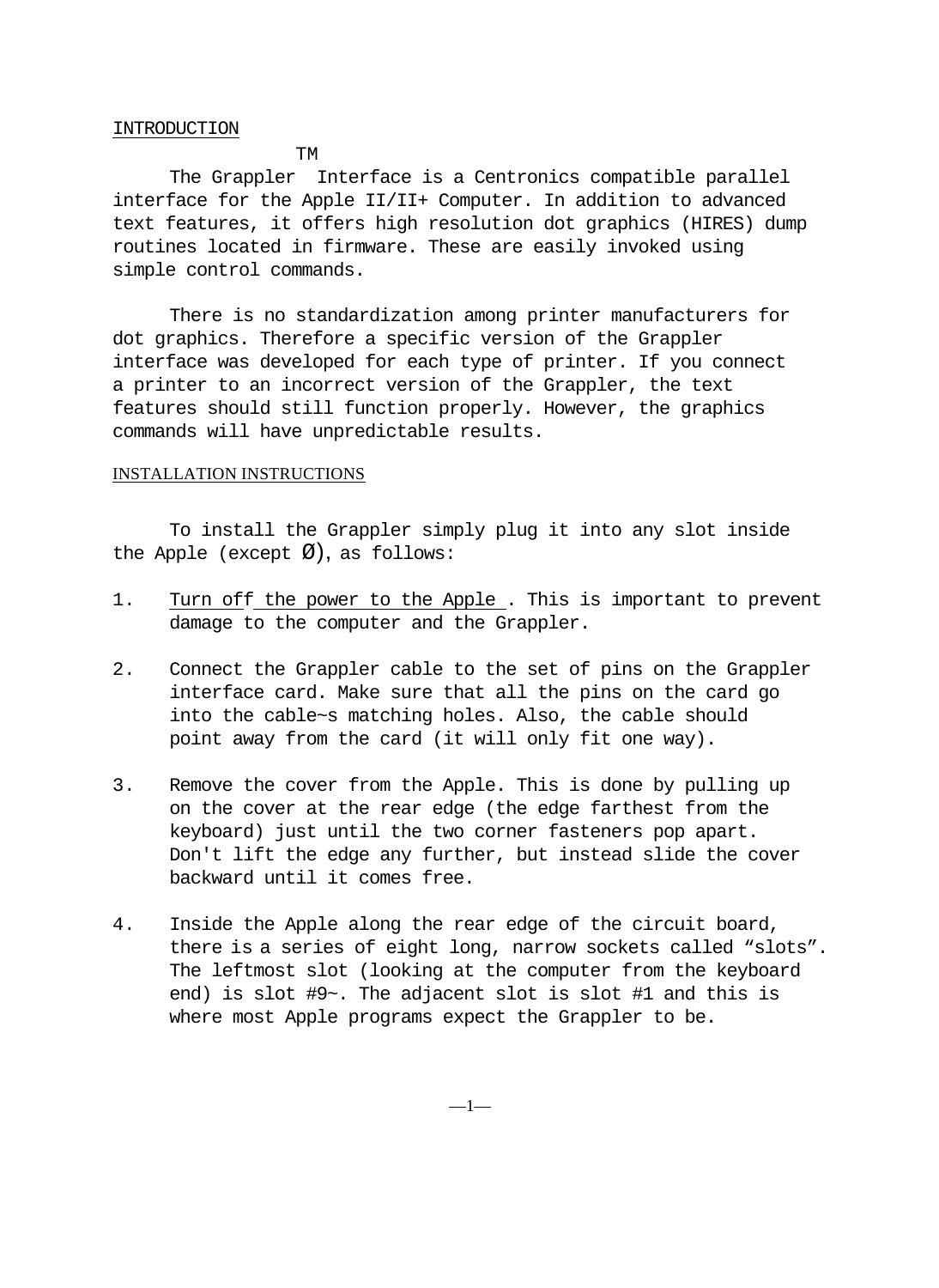## INTRODUCTION

The Grappler™ Interface is a Centronics compatible parallel interface for the Apple II/II+ Computer. In addition to advanced text features, it offers high resolution dot graphics (HIRES) dump routines located in firmware. These are easily invoked using simple control commands.

There is no standardization among printer manufacturers for dot graphics. Therefore a specific version of the Grappler interface was developed for each type of printer. If you connect a printer to an incorrect version of the Grappler, the text features should still function properly. However, the graphics commands will have unpredictable results.

## INSTALLATION INSTRUCTIONS

To install the Grappler simply plug it into any slot inside the Apple (except Ø), as follows:

1. Turn off the power to the Apple. This is important to prevent damage to the computer and the Grappler.

2. Connect the Grappler cable to the set of pins on the Grappler interface card. Make sure that all the pins on the card go into the cable~s matching holes. Also, the cable should point away from the card (it will only fit one way).

3. Remove the cover from the Apple. This is done by pulling up on the cover at the rear edge (the edge farthest from the keyboard) just until the two corner fasteners pop apart. Don't lift the edge any further, but instead slide the cover backward until it comes free.

4. Inside the Apple along the rear edge of the circuit board, there is a series of eight long, narrow sockets called “slots”. The leftmost slot (looking at the computer from the keyboard end) is slot #9~. The adjacent slot is slot #1 and this is where most Apple programs expect the Grappler to be.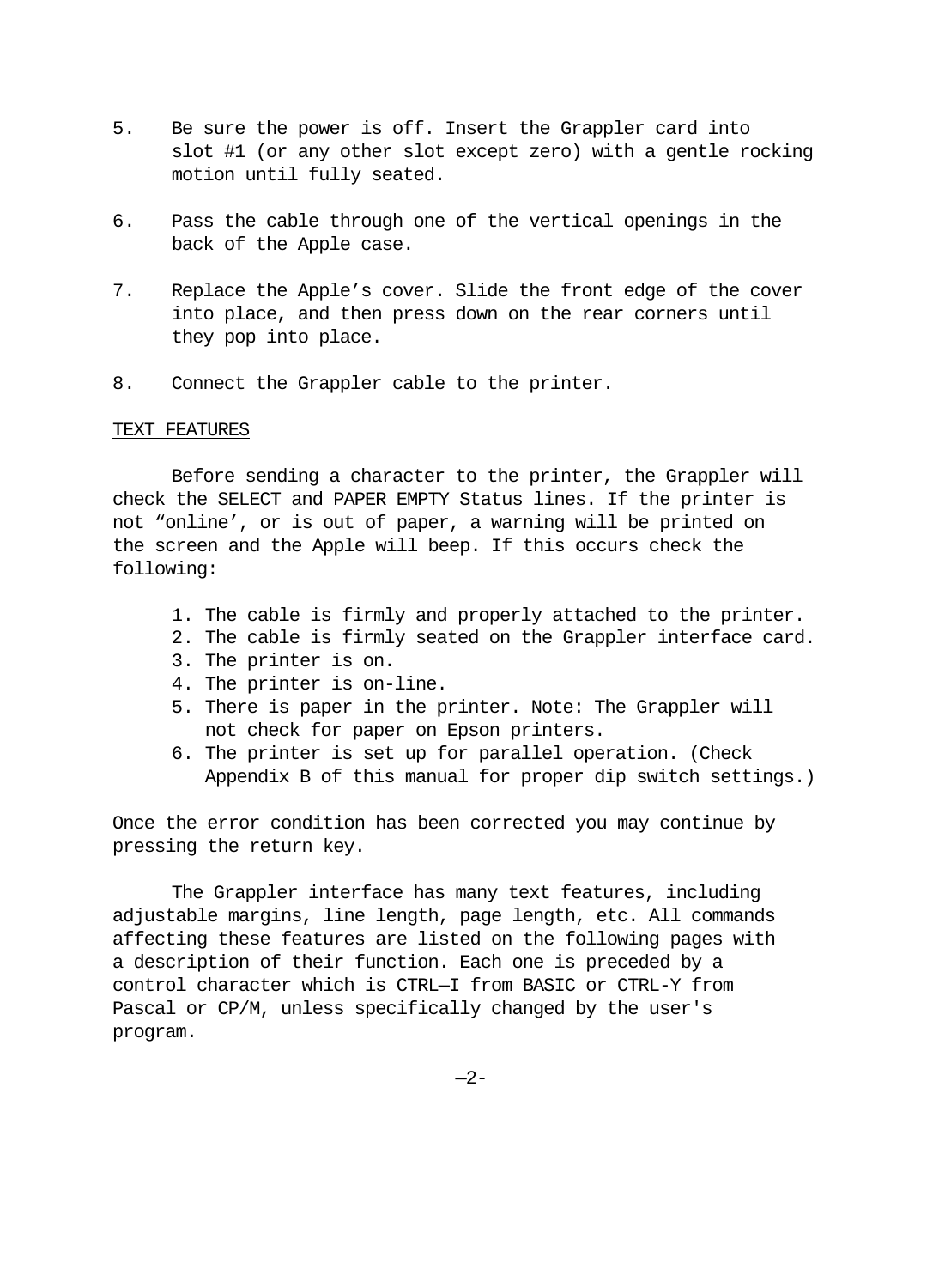5. Be sure the power is off. Insert the Grappler card into slot #1 (or any other slot except zero) with a gentle rocking motion until fully seated.

6. Pass the cable through one of the vertical openings in the back of the Apple case.

7. Replace the Apple's cover. Slide the front edge of the cover into place, and then press down on the rear corners until they pop into place.

8. Connect the Grappler cable to the printer.

## TEXT FEATURES

Before sending a character to the printer, the Grappler will check the SELECT and PAPER EMPTY Status lines. If the printer is not "online', or is out of paper, a warning will be printed on the screen and the Apple will beep. If this occurs check the following:

1. The cable is firmly and properly attached to the printer.
2. The cable is firmly seated on the Grappler interface card.
3. The printer is on.
4. The printer is on-line.
5. There is paper in the printer. Note: The Grappler will not check for paper on Epson printers.
6. The printer is set up for parallel operation. (Check Appendix B of this manual for proper dip switch settings.)

Once the error condition has been corrected you may continue by pressing the return key.

The Grappler interface has many text features, including adjustable margins, line length, page length, etc. All commands affecting these features are listed on the following pages with a description of their function. Each one is preceded by a control character which is CTRL—I from BASIC or CTRL-Y from Pascal or CP/M, unless specifically changed by the user's program.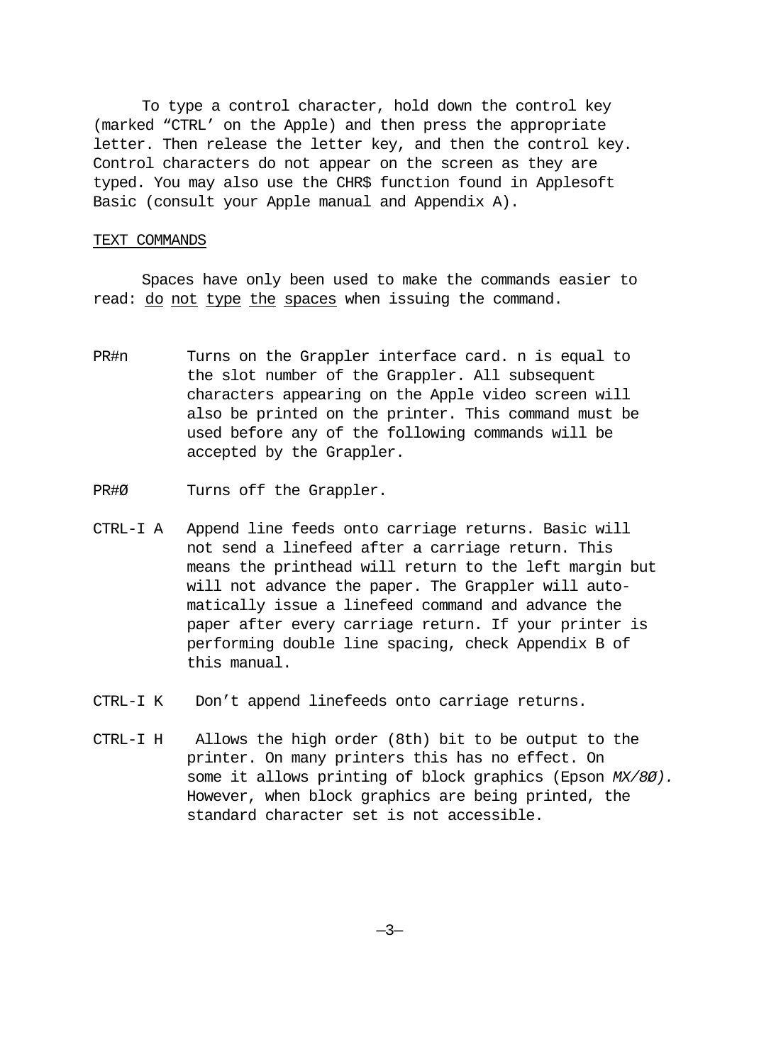To type a control character, hold down the control key (marked "CTRL' on the Apple) and then press the appropriate letter. Then release the letter key, and then the control key. Control characters do not appear on the screen as they are typed. You may also use the CHR$ function found in Applesoft Basic (consult your Apple manual and Appendix A).

<u>TEXT COMMANDS</u>

Spaces have only been used to make the commands easier to read: <u>do not type the spaces</u> when issuing the command.

PR#n — Turns on the Grappler interface card. n is equal to the slot number of the Grappler. All subsequent characters appearing on the Apple video screen will also be printed on the printer. This command must be used before any of the following commands will be accepted by the Grappler.

PR#Ø — Turns off the Grappler.

CTRL-I A — Append line feeds onto carriage returns. Basic will not send a linefeed after a carriage return. This means the printhead will return to the left margin but will not advance the paper. The Grappler will automatically issue a linefeed command and advance the paper after every carriage return. If your printer is performing double line spacing, check Appendix B of this manual.

CTRL-I K — Don't append linefeeds onto carriage returns.

CTRL-I H — Allows the high order (8th) bit to be output to the printer. On many printers this has no effect. On some it allows printing of block graphics (Epson *MX/8Ø).* However, when block graphics are being printed, the standard character set is not accessible.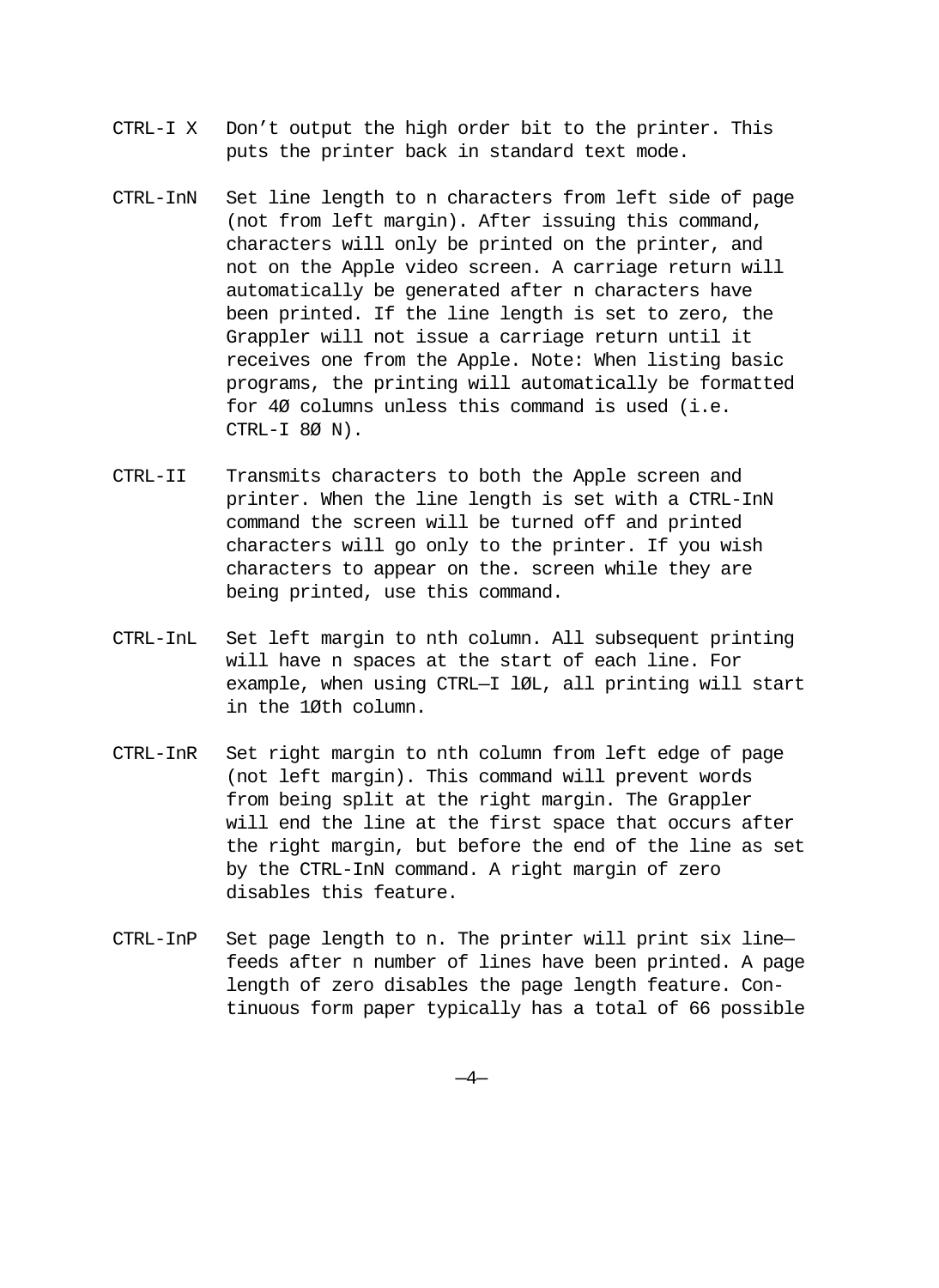CTRL-I X Don't output the high order bit to the printer. This puts the printer back in standard text mode.

CTRL-InN Set line length to n characters from left side of page (not from left margin). After issuing this command, characters will only be printed on the printer, and not on the Apple video screen. A carriage return will automatically be generated after n characters have been printed. If the line length is set to zero, the Grappler will not issue a carriage return until it receives one from the Apple. Note: When listing basic programs, the printing will automatically be formatted for 4Ø columns unless this command is used (i.e. CTRL-I 8Ø N).

CTRL-II Transmits characters to both the Apple screen and printer. When the line length is set with a CTRL-InN command the screen will be turned off and printed characters will go only to the printer. If you wish characters to appear on the. screen while they are being printed, use this command.

CTRL-InL Set left margin to nth column. All subsequent printing will have n spaces at the start of each line. For example, when using CTRL—I lØL, all printing will start in the 1Øth column.

CTRL-InR Set right margin to nth column from left edge of page (not left margin). This command will prevent words from being split at the right margin. The Grappler will end the line at the first space that occurs after the right margin, but before the end of the line as set by the CTRL-InN command. A right margin of zero disables this feature.

CTRL-InP Set page length to n. The printer will print six line—feeds after n number of lines have been printed. A page length of zero disables the page length feature. Continuous form paper typically has a total of 66 possible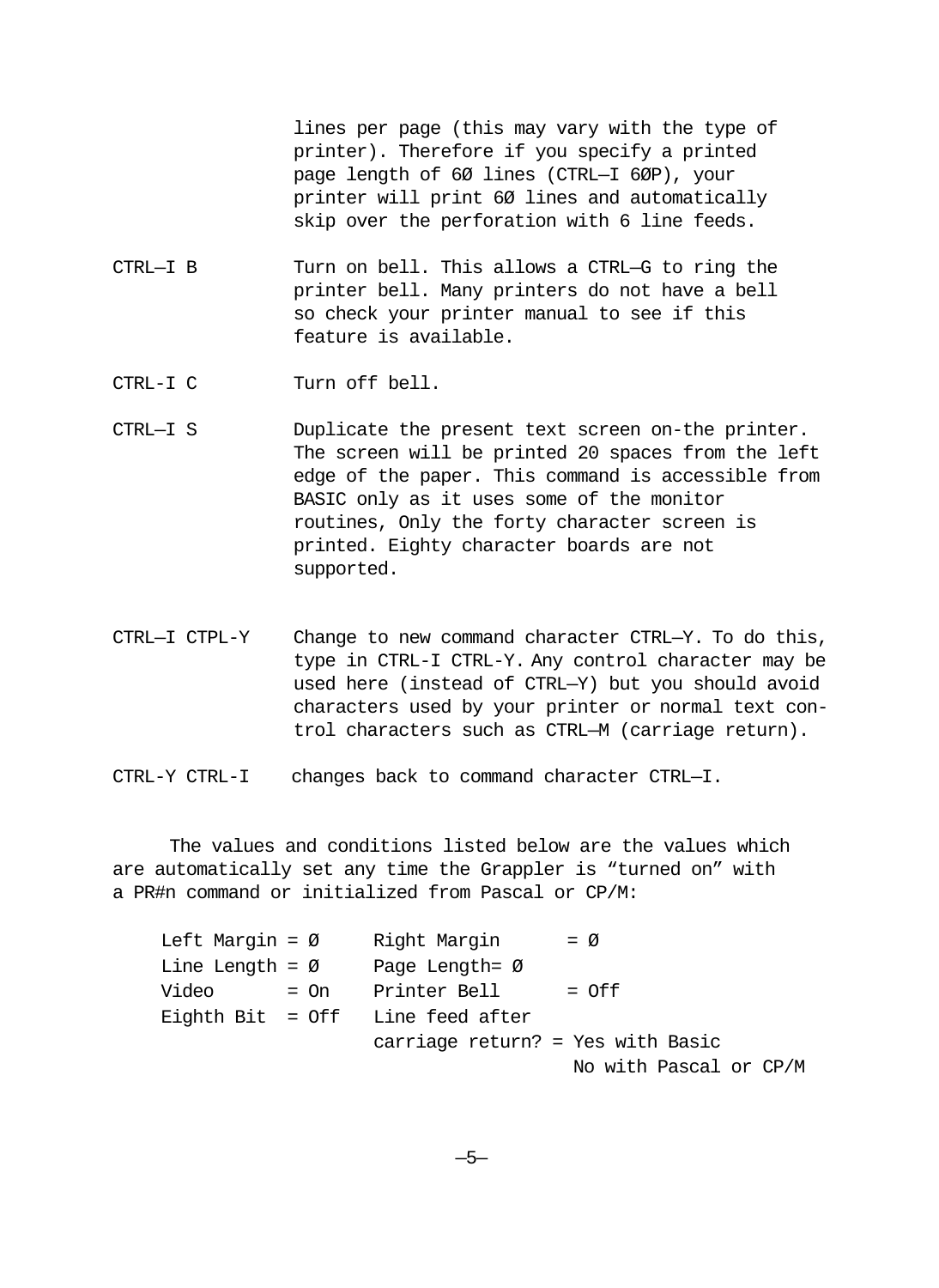lines per page (this may vary with the type of printer). Therefore if you specify a printed page length of 6Ø lines (CTRL—I 6ØP), your printer will print 6Ø lines and automatically skip over the perforation with 6 line feeds.

| | |
|---|---|
| CTRL—I B | Turn on bell. This allows a CTRL—G to ring the printer bell. Many printers do not have a bell so check your printer manual to see if this feature is available. |
| CTRL-I C | Turn off bell. |
| CTRL—I S | Duplicate the present text screen on-the printer. The screen will be printed 20 spaces from the left edge of the paper. This command is accessible from BASIC only as it uses some of the monitor routines, Only the forty character screen is printed. Eighty character boards are not supported. |
| CTRL—I CTPL-Y | Change to new command character CTRL—Y. To do this, type in CTRL-I CTRL-Y. Any control character may be used here (instead of CTRL—Y) but you should avoid characters used by your printer or normal text control characters such as CTRL—M (carriage return). |
| CTRL-Y CTRL-I | changes back to command character CTRL—I. |

The values and conditions listed below are the values which are automatically set any time the Grappler is “turned on” with a PR#n command or initialized from Pascal or CP/M:

```
Left Margin = Ø     Right Margin      = Ø
Line Length = Ø     Page Length= Ø
Video       = On    Printer Bell      = Off
Eighth Bit  = Off   Line feed after
                    carriage return? = Yes with Basic
                                       No with Pascal or CP/M
```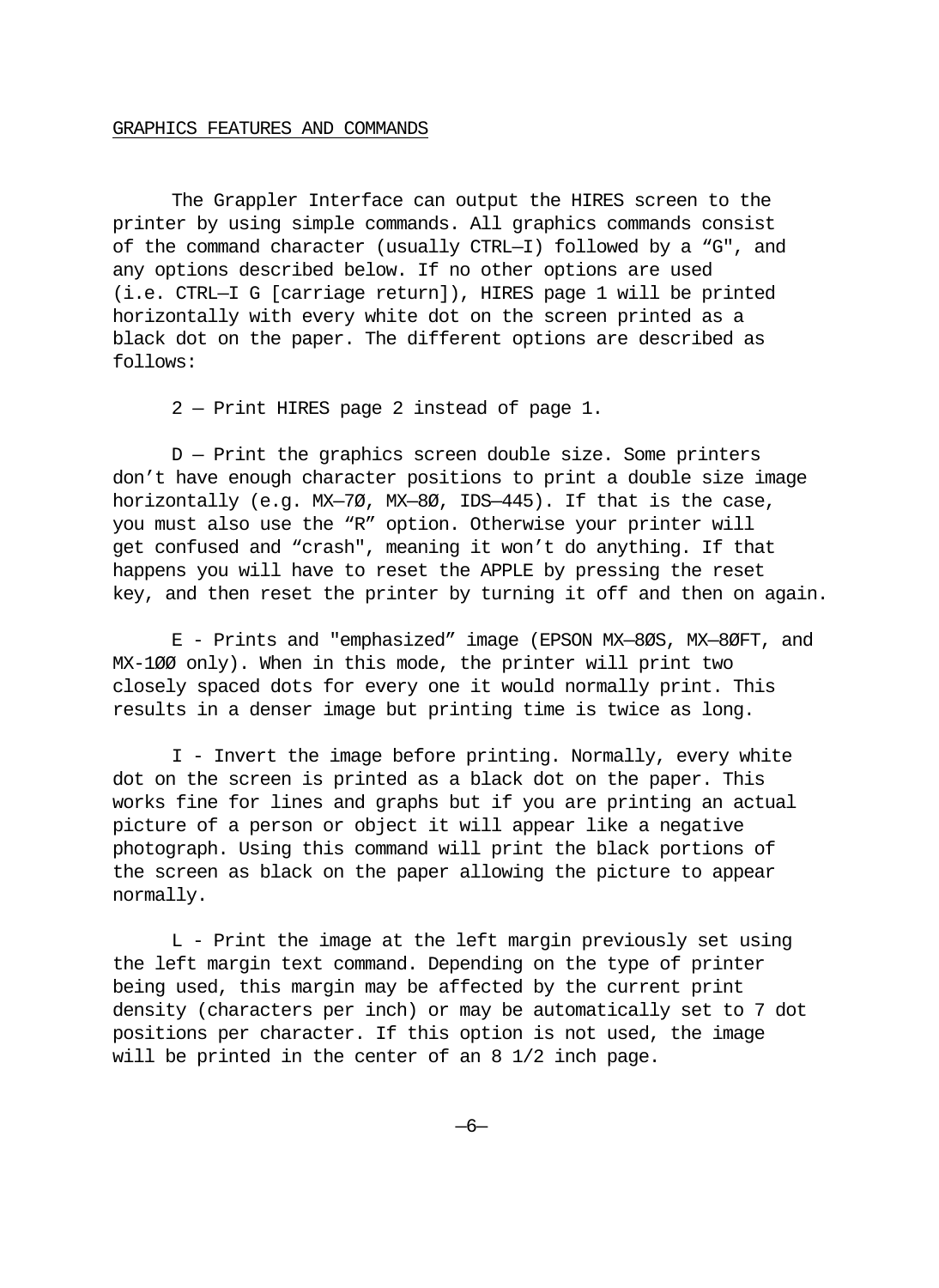## GRAPHICS FEATURES AND COMMANDS

The Grappler Interface can output the HIRES screen to the printer by using simple commands. All graphics commands consist of the command character (usually CTRL—I) followed by a “G", and any options described below. If no other options are used (i.e. CTRL—I G [carriage return]), HIRES page 1 will be printed horizontally with every white dot on the screen printed as a black dot on the paper. The different options are described as follows:

2 — Print HIRES page 2 instead of page 1.

D — Print the graphics screen double size. Some printers don’t have enough character positions to print a double size image horizontally (e.g. MX—7Ø, MX—8Ø, IDS—445). If that is the case, you must also use the “R” option. Otherwise your printer will get confused and “crash", meaning it won’t do anything. If that happens you will have to reset the APPLE by pressing the reset key, and then reset the printer by turning it off and then on again.

E - Prints and "emphasized” image (EPSON MX—8ØS, MX—8ØFT, and MX-1ØØ only). When in this mode, the printer will print two closely spaced dots for every one it would normally print. This results in a denser image but printing time is twice as long.

I - Invert the image before printing. Normally, every white dot on the screen is printed as a black dot on the paper. This works fine for lines and graphs but if you are printing an actual picture of a person or object it will appear like a negative photograph. Using this command will print the black portions of the screen as black on the paper allowing the picture to appear normally.

L - Print the image at the left margin previously set using the left margin text command. Depending on the type of printer being used, this margin may be affected by the current print density (characters per inch) or may be automatically set to 7 dot positions per character. If this option is not used, the image will be printed in the center of an 8 1/2 inch page.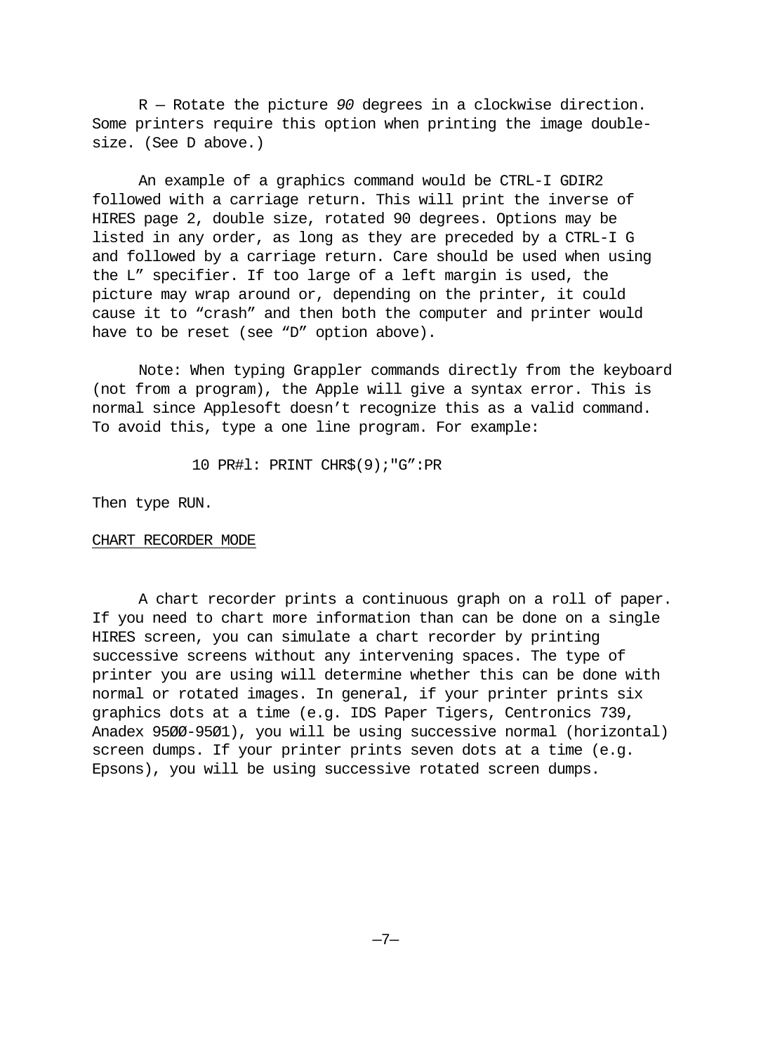R — Rotate the picture *90* degrees in a clockwise direction. Some printers require this option when printing the image double-size. (See D above.)

An example of a graphics command would be CTRL-I GDIR2 followed with a carriage return. This will print the inverse of HIRES page 2, double size, rotated 90 degrees. Options may be listed in any order, as long as they are preceded by a CTRL-I G and followed by a carriage return. Care should be used when using the L" specifier. If too large of a left margin is used, the picture may wrap around or, depending on the printer, it could cause it to "crash" and then both the computer and printer would have to be reset (see "D" option above).

Note: When typing Grappler commands directly from the keyboard (not from a program), the Apple will give a syntax error. This is normal since Applesoft doesn't recognize this as a valid command. To avoid this, type a one line program. For example:

```
10 PR#l: PRINT CHR$(9);"G":PR
```

Then type RUN.

## CHART RECORDER MODE

A chart recorder prints a continuous graph on a roll of paper. If you need to chart more information than can be done on a single HIRES screen, you can simulate a chart recorder by printing successive screens without any intervening spaces. The type of printer you are using will determine whether this can be done with normal or rotated images. In general, if your printer prints six graphics dots at a time (e.g. IDS Paper Tigers, Centronics 739, Anadex 95ØØ-95Ø1), you will be using successive normal (horizontal) screen dumps. If your printer prints seven dots at a time (e.g. Epsons), you will be using successive rotated screen dumps.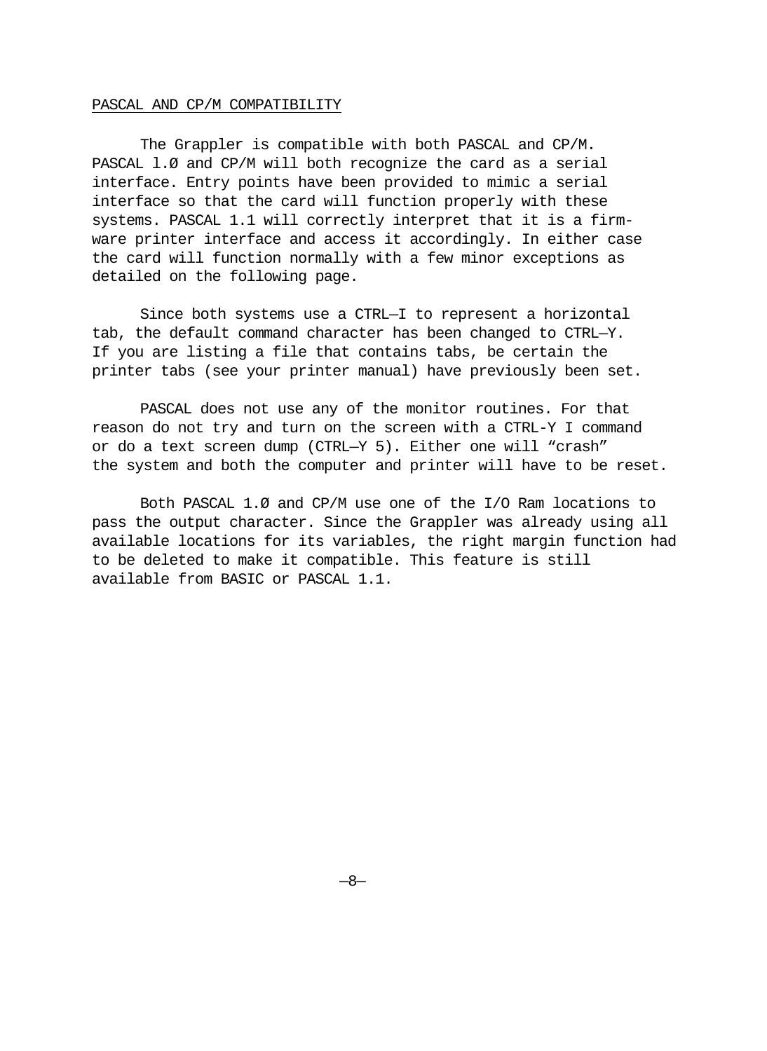## PASCAL AND CP/M COMPATIBILITY

The Grappler is compatible with both PASCAL and CP/M. PASCAL 1.Ø and CP/M will both recognize the card as a serial interface. Entry points have been provided to mimic a serial interface so that the card will function properly with these systems. PASCAL 1.1 will correctly interpret that it is a firmware printer interface and access it accordingly. In either case the card will function normally with a few minor exceptions as detailed on the following page.

Since both systems use a CTRL—I to represent a horizontal tab, the default command character has been changed to CTRL—Y. If you are listing a file that contains tabs, be certain the printer tabs (see your printer manual) have previously been set.

PASCAL does not use any of the monitor routines. For that reason do not try and turn on the screen with a CTRL-Y I command or do a text screen dump (CTRL—Y 5). Either one will “crash” the system and both the computer and printer will have to be reset.

Both PASCAL 1.Ø and CP/M use one of the I/O Ram locations to pass the output character. Since the Grappler was already using all available locations for its variables, the right margin function had to be deleted to make it compatible. This feature is still available from BASIC or PASCAL 1.1.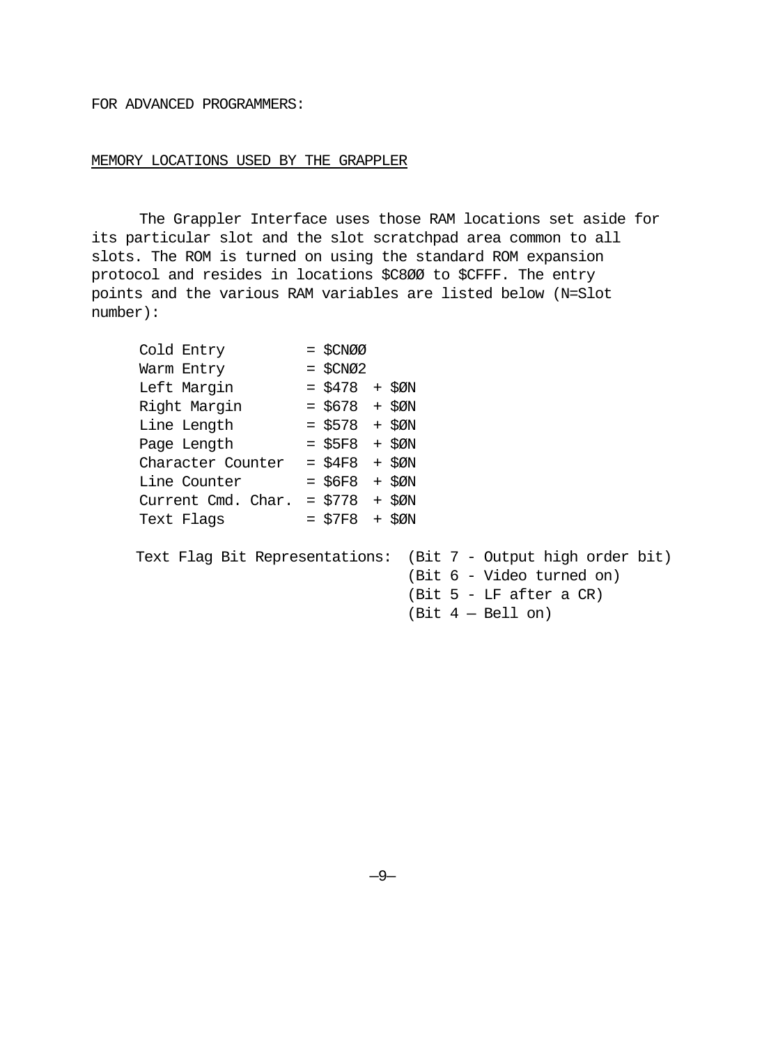FOR ADVANCED PROGRAMMERS:

## MEMORY LOCATIONS USED BY THE GRAPPLER

The Grappler Interface uses those RAM locations set aside for its particular slot and the slot scratchpad area common to all slots. The ROM is turned on using the standard ROM expansion protocol and resides in locations $C8ØØ to $CFFF. The entry points and the various RAM variables are listed below (N=Slot number):

```
Cold Entry         = $CNØØ
Warm Entry         = $CNØ2
Left Margin        = $478  + $ØN
Right Margin       = $678  + $ØN
Line Length        = $578  + $ØN
Page Length        = $5F8  + $ØN
Character Counter  = $4F8  + $ØN
Line Counter       = $6F8  + $ØN
Current Cmd. Char. = $778  + $ØN
Text Flags         = $7F8  + $ØN
```

```
Text Flag Bit Representations:  (Bit 7 - Output high order bit)
                                (Bit 6 - Video turned on)
                                (Bit 5 - LF after a CR)
                                (Bit 4 — Bell on)
```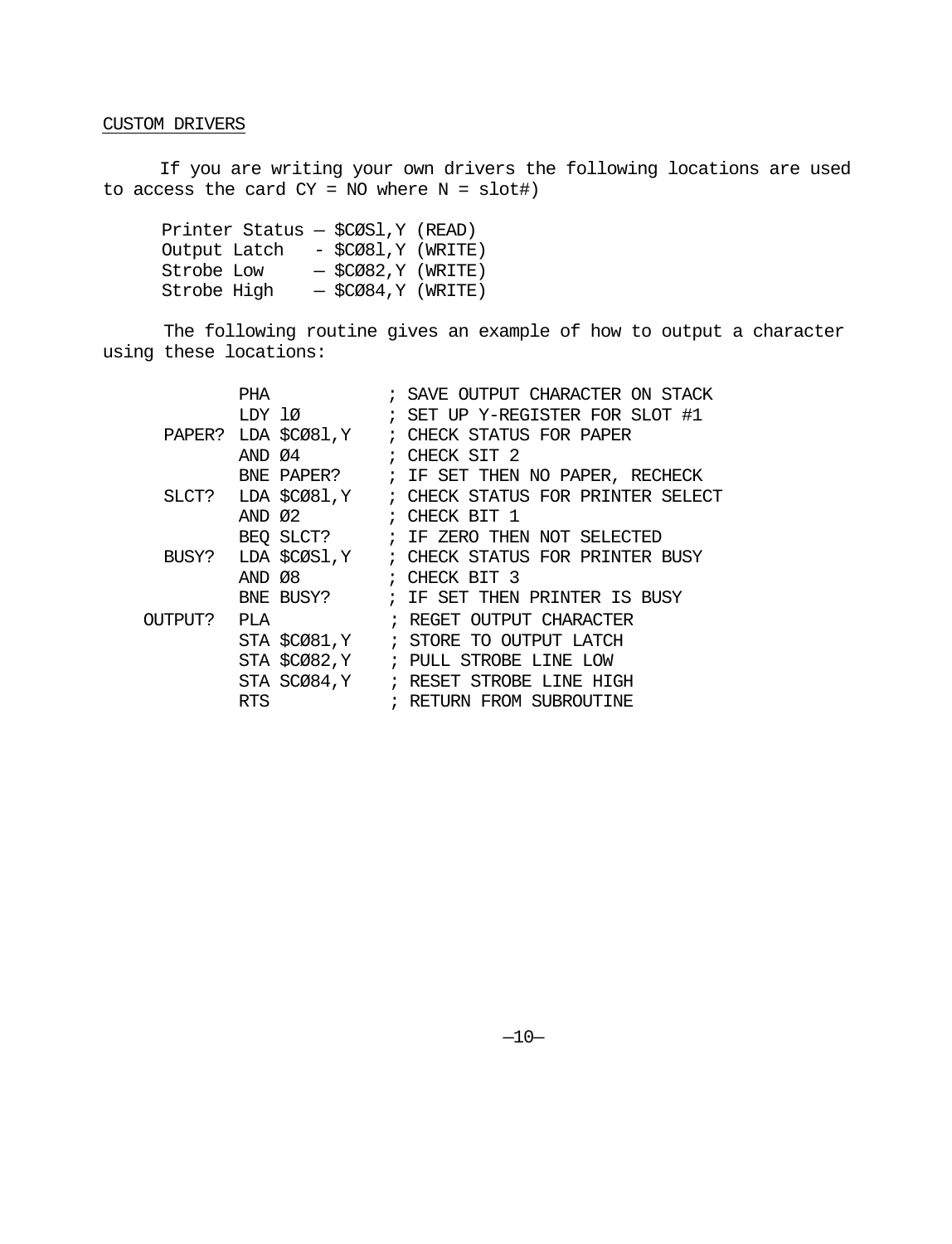CUSTOM DRIVERS

If you are writing your own drivers the following locations are used to access the card CY = NO where N = slot#)

```
Printer Status — $CØSl,Y (READ)
Output Latch   - $CØ8l,Y (WRITE)
Strobe Low     — $CØ82,Y (WRITE)
Strobe High    — $CØ84,Y (WRITE)
```

The following routine gives an example of how to output a character using these locations:

```
         PHA            ; SAVE OUTPUT CHARACTER ON STACK
         LDY lØ         ; SET UP Y-REGISTER FOR SLOT #1
  PAPER? LDA $CØ8l,Y    ; CHECK STATUS FOR PAPER
         AND Ø4         ; CHECK SIT 2
         BNE PAPER?     ; IF SET THEN NO PAPER, RECHECK
  SLCT?  LDA $CØ8l,Y    ; CHECK STATUS FOR PRINTER SELECT
         AND Ø2         ; CHECK BIT 1
         BEQ SLCT?      ; IF ZERO THEN NOT SELECTED
  BUSY?  LDA $CØSl,Y    ; CHECK STATUS FOR PRINTER BUSY
         AND Ø8         ; CHECK BIT 3
         BNE BUSY?      ; IF SET THEN PRINTER IS BUSY
OUTPUT?  PLA            ; REGET OUTPUT CHARACTER
         STA $CØ81,Y    ; STORE TO OUTPUT LATCH
         STA $CØ82,Y    ; PULL STROBE LINE LOW
         STA SCØ84,Y    ; RESET STROBE LINE HIGH
         RTS            ; RETURN FROM SUBROUTINE
```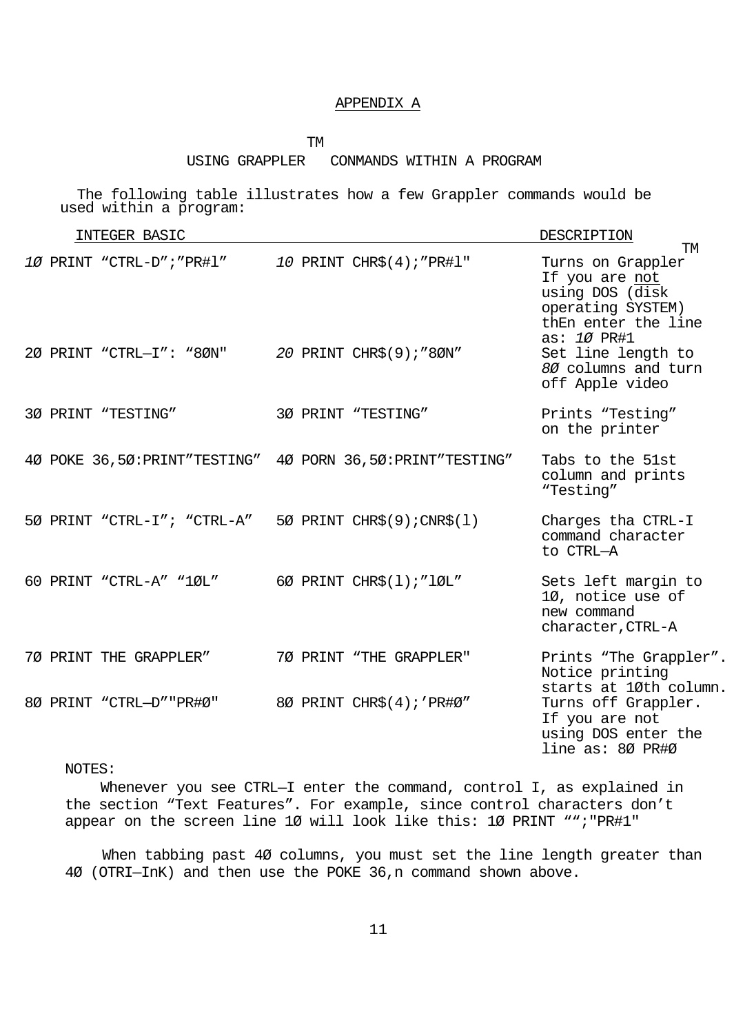## APPENDIX A

## USING GRAPPLER™ CONMANDS WITHIN A PROGRAM

The following table illustrates how a few Grappler commands would be used within a program:

| INTEGER BASIC | | DESCRIPTION |
|---|---|---|
| *1Ø* PRINT "CTRL-D";"PR#l" | *10* PRINT CHR$(4);"PR#l" | Turns on Grappler™ If you are not using DOS (disk operating SYSTEM) thEn enter the line as: *1Ø* PR#1 |
| 2Ø PRINT "CTRL–I": "8ØN" | *20* PRINT CHR$(9);"8ØN" | Set line length to *8Ø* columns and turn off Apple video |
| 3Ø PRINT "TESTING" | 3Ø PRINT "TESTING" | Prints "Testing" on the printer |
| 4Ø POKE 36,5Ø:PRINT"TESTING" | 4Ø PORN 36,5Ø:PRINT"TESTING" | Tabs to the 51st column and prints "Testing" |
| 5Ø PRINT "CTRL-I"; "CTRL-A" | 5Ø PRINT CHR$(9);CNR$(l) | Charges tha CTRL-I command character to CTRL–A |
| 60 PRINT "CTRL-A" "1ØL" | 6Ø PRINT CHR$(l);"lØL" | Sets left margin to 1Ø, notice use of new command character,CTRL-A |
| 7Ø PRINT THE GRAPPLER" | 7Ø PRINT "THE GRAPPLER" | Prints "The Grappler". Notice printing starts at 1Øth column. |
| 8Ø PRINT "CTRL–D""PR#Ø" | 8Ø PRINT CHR$(4);'PR#Ø" | Turns off Grappler. If you are not using DOS enter the line as: 8Ø PR#Ø |

NOTES:

Whenever you see CTRL–I enter the command, control I, as explained in the section "Text Features". For example, since control characters don't appear on the screen line 1Ø will look like this: 1Ø PRINT "";"PR#1"

When tabbing past 4Ø columns, you must set the line length greater than 4Ø (OTRI–InK) and then use the POKE 36,n command shown above.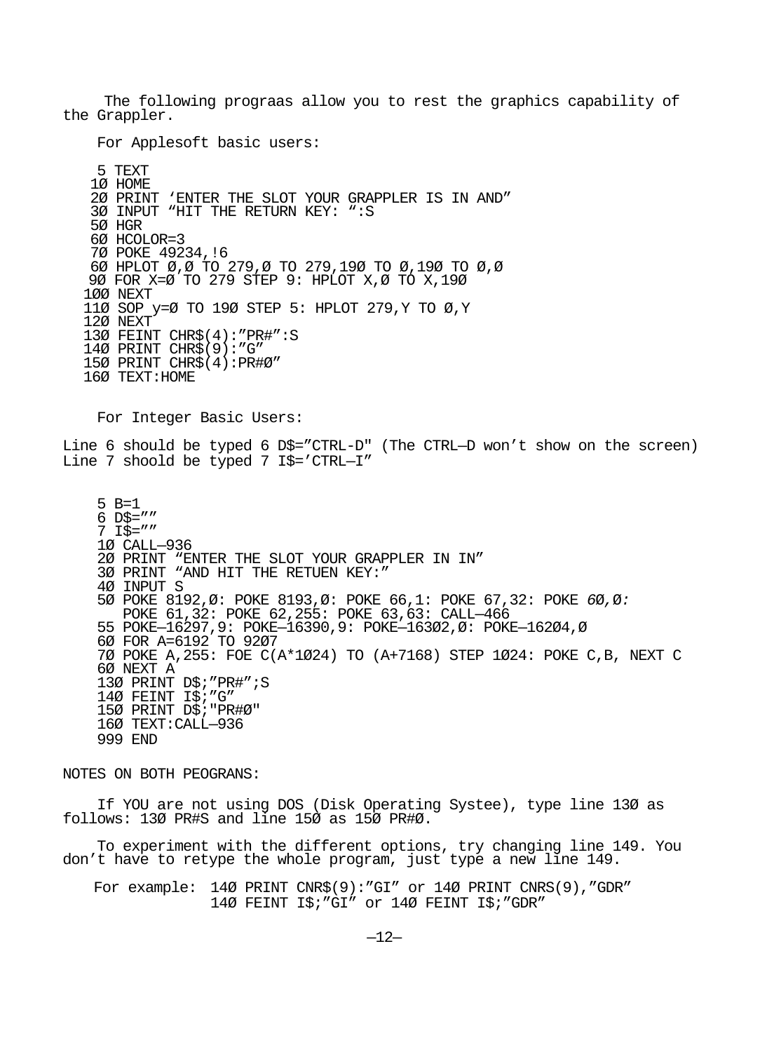The following prograas allow you to rest the graphics capability of the Grappler.

For Applesoft basic users:

```
 5 TEXT
10 HOME
20 PRINT ‘ENTER THE SLOT YOUR GRAPPLER IS IN AND”
30 INPUT “HIT THE RETURN KEY: “:S
50 HGR
60 HCOLOR=3
70 POKE 49234,!6
60 HPLOT Ø,Ø TO 279,Ø TO 279,19Ø TO Ø,19Ø TO Ø,Ø
9Ø FOR X=Ø TO 279 STEP 9: HPLOT X,Ø TO X,19Ø
10Ø NEXT
11Ø SOP y=Ø TO 19Ø STEP 5: HPLOT 279,Y TO Ø,Y
12Ø NEXT
13Ø FEINT CHR$(4):”PR#”:S
14Ø PRINT CHR$(9):”G”
15Ø PRINT CHR$(4):PR#Ø”
16Ø TEXT:HOME
```

For Integer Basic Users:

Line 6 should be typed 6 D$=”CTRL-D" (The CTRL—D won’t show on the screen)
Line 7 shoold be typed 7 I$=’CTRL—I”

```
5 B=1
6 D$=””
7 I$=””
1Ø CALL—936
2Ø PRINT “ENTER THE SLOT YOUR GRAPPLER IN IN”
3Ø PRINT “AND HIT THE RETUEN KEY:”
4Ø INPUT S
5Ø POKE 8192,Ø: POKE 8193,Ø: POKE 66,1: POKE 67,32: POKE 6Ø,Ø:
   POKE 61,32: POKE 62,255: POKE 63,63: CALL—466
55 POKE—16297,9: POKE—1639Ø,9: POKE—163Ø2,Ø: POKE—162Ø4,Ø
6Ø FOR A=6192 TO 92Ø7
7Ø POKE A,255: FOE C(A*1Ø24) TO (A+7168) STEP 1Ø24: POKE C,B, NEXT C
6Ø NEXT A
13Ø PRINT D$;”PR#”;S
14Ø FEINT I$;”G”
15Ø PRINT D$;"PR#Ø"
16Ø TEXT:CALL—936
999 END
```

NOTES ON BOTH PEOGRANS:

If YOU are not using DOS (Disk Operating Systee), type line 13Ø as follows: 13Ø PR#S and line 15Ø as 15Ø PR#Ø.

To experiment with the different options, try changing line 149. You don’t have to retype the whole program, just type a new line 149.

For example: 14Ø PRINT CNR$(9):”GI” or 14Ø PRINT CNRS(9),”GDR”
14Ø FEINT I$;”GI” or 14Ø FEINT I$;”GDR”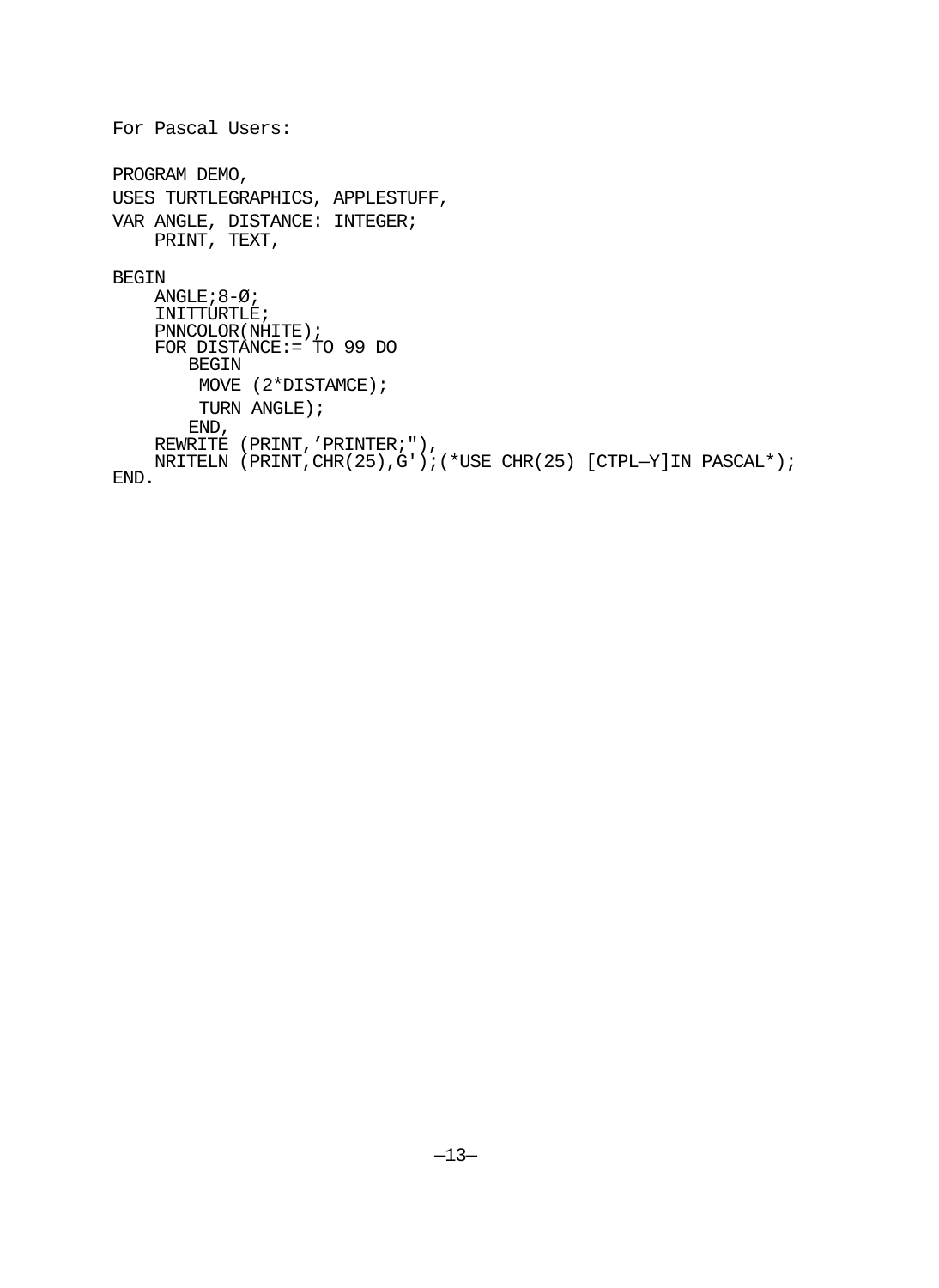For Pascal Users:

```
PROGRAM DEMO,
USES TURTLEGRAPHICS, APPLESTUFF,
VAR ANGLE, DISTANCE: INTEGER;
    PRINT, TEXT,

BEGIN
    ANGLE;8-Ø;
    INITTURTLE;
    PNNCOLOR(NHITE);
    FOR DISTANCE:= TO 99 DO
       BEGIN
        MOVE (2*DISTAMCE);
        TURN ANGLE);
       END,
    REWRITE (PRINT,’PRINTER;"),
    NRITELN (PRINT,CHR(25),G');(*USE CHR(25) [CTPL—Y]IN PASCAL*);
END.
```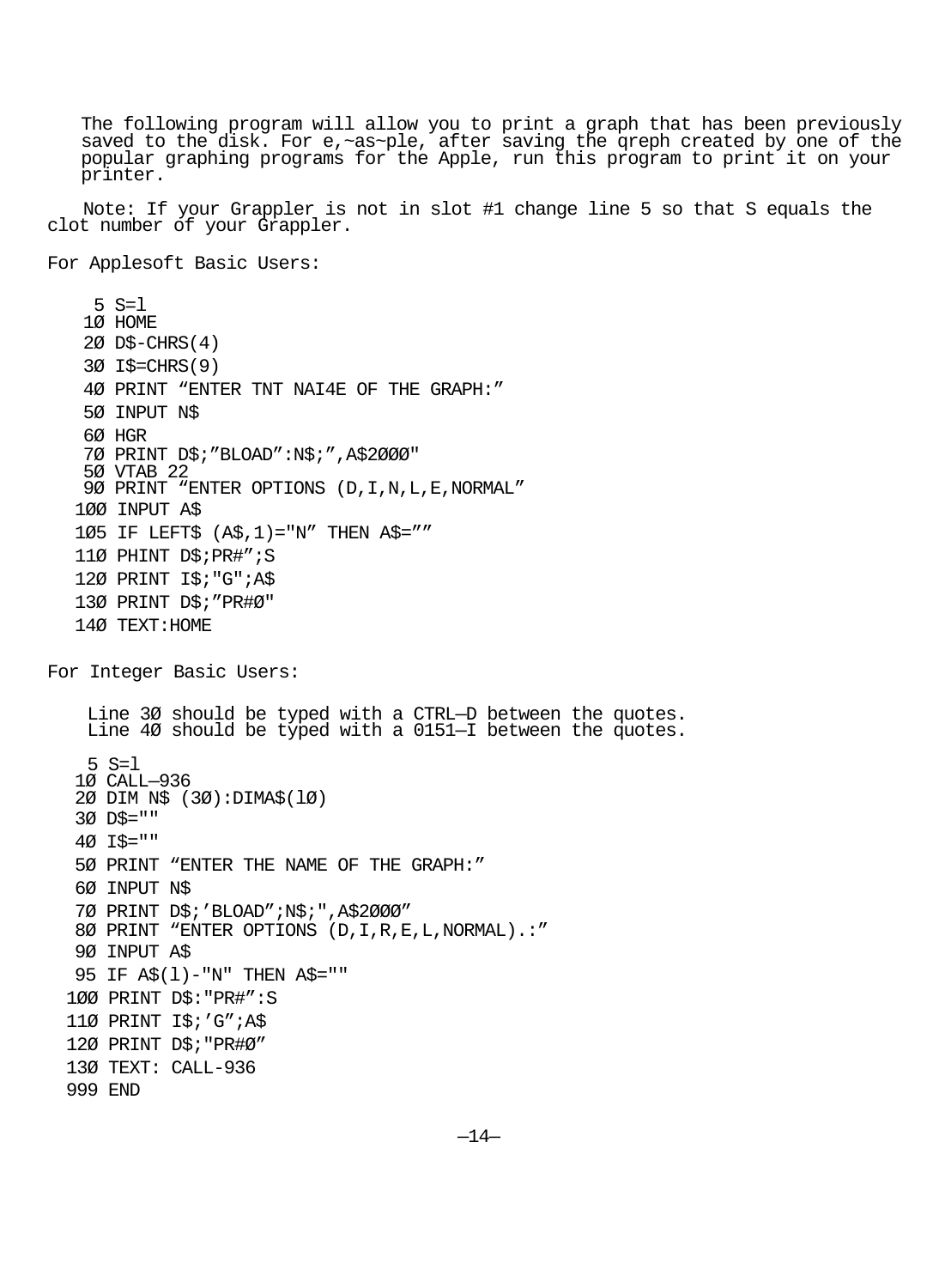The following program will allow you to print a graph that has been previously saved to the disk. For e,~as~ple, after saving the qreph created by one of the popular graphing programs for the Apple, run this program to print it on your printer.

Note: If your Grappler is not in slot #1 change line 5 so that S equals the clot number of your Grappler.

For Applesoft Basic Users:

```
 5 S=l
 1Ø HOME
 2Ø D$-CHRS(4)
 3Ø I$=CHRS(9)
 4Ø PRINT “ENTER TNT NAI4E OF THE GRAPH:”
 5Ø INPUT N$
 6Ø HGR
 7Ø PRINT D$;”BLOAD”:N$;”,A$2ØØØ"
 5Ø VTAB 22
 9Ø PRINT “ENTER OPTIONS (D,I,N,L,E,NORMAL”
1ØØ INPUT A$
1Ø5 IF LEFT$ (A$,1)="N” THEN A$=””
11Ø PHINT D$;PR#”;S
12Ø PRINT I$;"G";A$
13Ø PRINT D$;”PR#Ø"
14Ø TEXT:HOME
```

For Integer Basic Users:

Line 3Ø should be typed with a CTRL—D between the quotes.
Line 4Ø should be typed with a 0151—I between the quotes.

```
  5 S=l
 1Ø CALL—936
 2Ø DIM N$ (3Ø):DIMA$(lØ)
 3Ø D$=""
 4Ø I$=""
 5Ø PRINT “ENTER THE NAME OF THE GRAPH:”
 6Ø INPUT N$
 7Ø PRINT D$;’BLOAD”;N$;",A$2ØØØ”
 8Ø PRINT “ENTER OPTIONS (D,I,R,E,L,NORMAL).:”
 9Ø INPUT A$
 95 IF A$(l)-"N" THEN A$=""
1ØØ PRINT D$:"PR#”:S
11Ø PRINT I$;’G”;A$
12Ø PRINT D$;"PR#Ø”
13Ø TEXT: CALL-936
999 END
```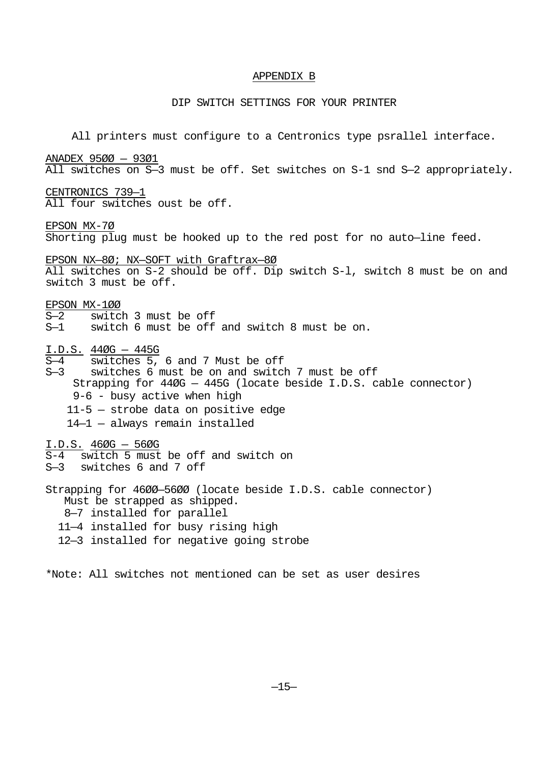# APPENDIX B

## DIP SWITCH SETTINGS FOR YOUR PRINTER

All printers must configure to a Centronics type psrallel interface.

ANADEX 95ØØ — 93Ø1
All switches on S—3 must be off. Set switches on S-1 snd S—2 appropriately.

CENTRONICS 739—1
All four switches oust be off.

EPSON MX-7Ø
Shorting plug must be hooked up to the red post for no auto—line feed.

EPSON NX—8Ø; NX—SOFT with Graftrax—8Ø
All switches on S-2 should be off. Dip switch S-l, switch 8 must be on and switch 3 must be off.

EPSON MX-1ØØ
S—2 switch 3 must be off
S—1 switch 6 must be off and switch 8 must be on.

I.D.S. 44ØG — 445G
S—4 switches 5, 6 and 7 Must be off
S—3 switches 6 must be on and switch 7 must be off
Strapping for 44ØG — 445G (locate beside I.D.S. cable connector)
9-6 - busy active when high
11-5 — strobe data on positive edge
14—1 — always remain installed

I.D.S. 46ØG — 56ØG
S-4 switch 5 must be off and switch on
S—3 switches 6 and 7 off

Strapping for 46ØØ—56ØØ (locate beside I.D.S. cable connector)
Must be strapped as shipped.
8—7 installed for parallel
11—4 installed for busy rising high
12—3 installed for negative going strobe

*Note: All switches not mentioned can be set as user desires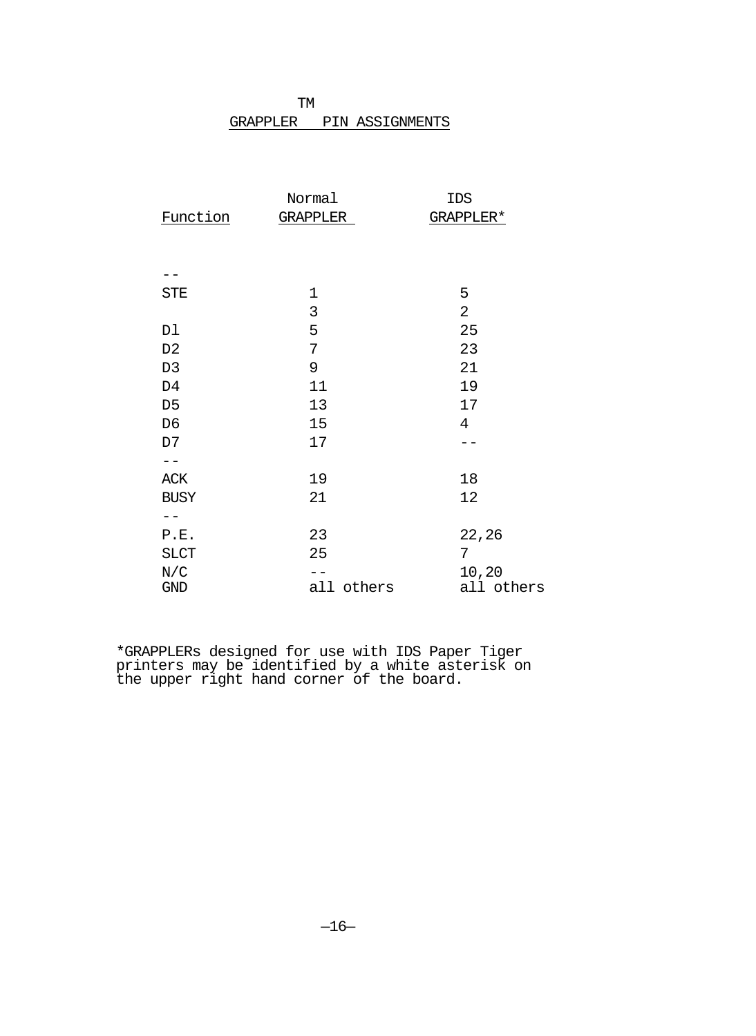## GRAPPLER[TM] PIN ASSIGNMENTS

| Function | Normal GRAPPLER | IDS GRAPPLER* |
|---|---|---|
| -- | | |
| STE | 1 | 5 |
| | 3 | 2 |
| Dl | 5 | 25 |
| D2 | 7 | 23 |
| D3 | 9 | 21 |
| D4 | 11 | 19 |
| D5 | 13 | 17 |
| D6 | 15 | 4 |
| D7 | 17 | -- |
| -- | | |
| ACK | 19 | 18 |
| BUSY | 21 | 12 |
| -- | | |
| P.E. | 23 | 22,26 |
| SLCT | 25 | 7 |
| N/C | -- | 10,20 |
| GND | all others | all others |

*GRAPPLERs designed for use with IDS Paper Tiger printers may be identified by a white asterisk on the upper right hand corner of the board.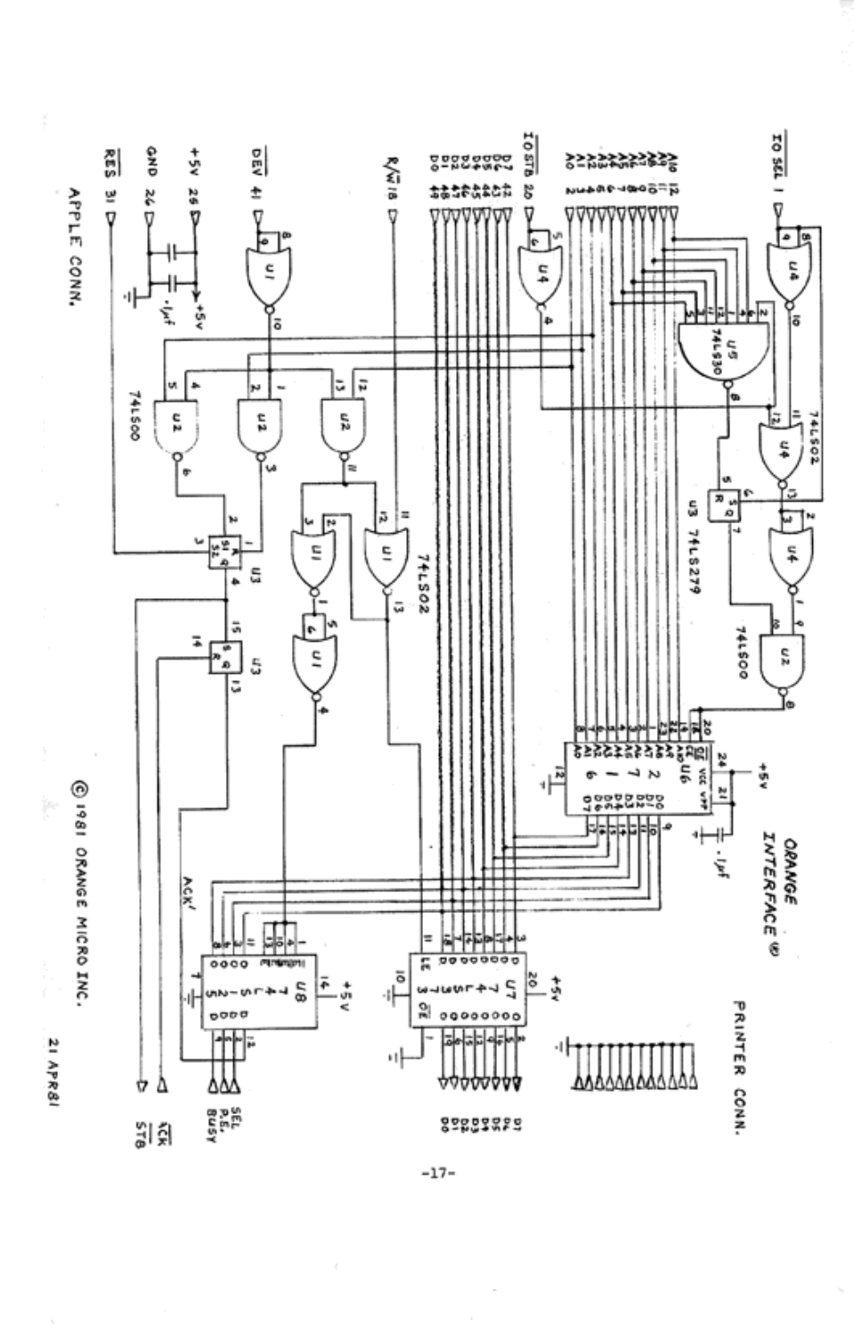ORANGE INTERFACE ®

APPLE CONN.

PRINTER CONN.

IO SEL 1

A10 12
A9 11
A8 10
A7 9
A6 8
A5 7
A4 6
A3 5
A2 4
A1 3
A0 2

IO STB 20

D7 42
D6 43
D5 44
D4 45
D3 46
D2 47
D1 48
D0 49

R/W 18

DEV 41

+5V 25

GND 26

RES 31

.1µf

74LS30

74LS02

74LS279

74LS00

U6 2716

U7 74LS373

U8 74LS125

ACK'

D7
D6
D5
D4
D3
D2
D1
D0

SEL
P.E.
BUSY
ACK
STB

© 1981 ORANGE MICRO INC.

21 APR81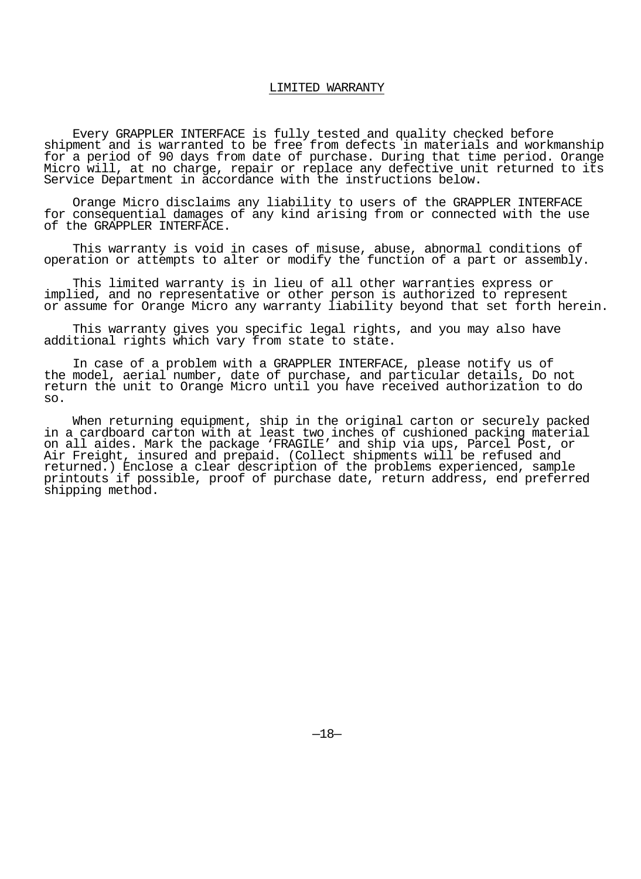# LIMITED WARRANTY

Every GRAPPLER INTERFACE is fully tested and quality checked before shipment and is warranted to be free from defects in materials and workmanship for a period of 90 days from date of purchase. During that time period. Orange Micro will, at no charge, repair or replace any defective unit returned to its Service Department in accordance with the instructions below.

Orange Micro disclaims any liability to users of the GRAPPLER INTERFACE for consequential damages of any kind arising from or connected with the use of the GRAPPLER INTERFACE.

This warranty is void in cases of misuse, abuse, abnormal conditions of operation or attempts to alter or modify the function of a part or assembly.

This limited warranty is in lieu of all other warranties express or implied, and no representative or other person is authorized to represent or assume for Orange Micro any warranty liability beyond that set forth herein.

This warranty gives you specific legal rights, and you may also have additional rights which vary from state to state.

In case of a problem with a GRAPPLER INTERFACE, please notify us of the model, aerial number, date of purchase, and particular details, Do not return the unit to Orange Micro until you have received authorization to do so.

When returning equipment, ship in the original carton or securely packed in a cardboard carton with at least two inches of cushioned packing material on all aides. Mark the package 'FRAGILE' and ship via ups, Parcel Post, or Air Freight, insured and prepaid. (Collect shipments will be refused and returned.) Enclose a clear description of the problems experienced, sample printouts if possible, proof of purchase date, return address, end preferred shipping method.